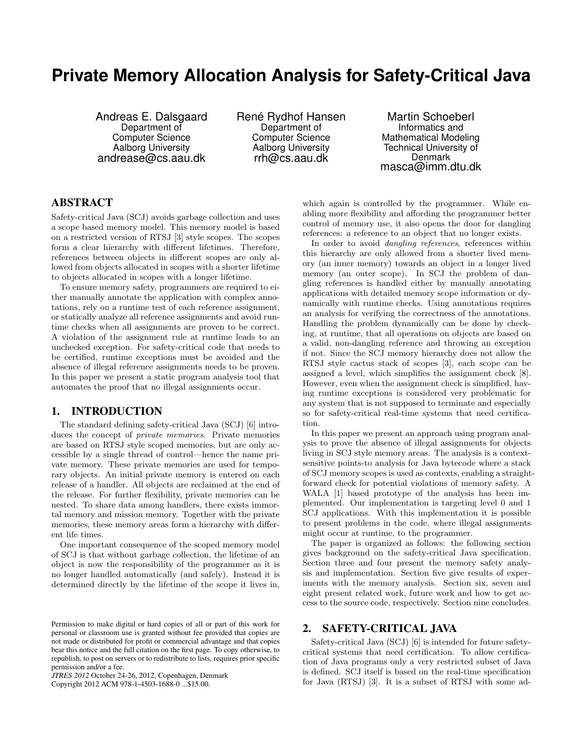# Private Memory Allocation Analysis for Safety-Critical Java

Andreas E. Dalsgaard
Department of Computer Science
Aalborg University
andrease@cs.aau.dk

René Rydhof Hansen
Department of Computer Science
Aalborg University
rrh@cs.aau.dk

Martin Schoeberl
Informatics and Mathematical Modeling
Technical University of Denmark
masca@imm.dtu.dk

## ABSTRACT

Safety-critical Java (SCJ) avoids garbage collection and uses a scope based memory model. This memory model is based on a restricted version of RTSJ [3] style scopes. The scopes form a clear hierarchy with different lifetimes. Therefore, references between objects in different scopes are only allowed from objects allocated in scopes with a shorter lifetime to objects allocated in scopes with a longer lifetime.

To ensure memory safety, programmers are required to either manually annotate the application with complex annotations, rely on a runtime test of each reference assignment, or statically analyze all reference assignments and avoid runtime checks when all assignments are proven to be correct. A violation of the assignment rule at runtime leads to an unchecked exception. For safety-critical code that needs to be certified, runtime exceptions must be avoided and the absence of illegal reference assignments needs to be proven. In this paper we present a static program analysis tool that automates the proof that no illegal assignments occur.

## 1. INTRODUCTION

The standard defining safety-critical Java (SCJ) [6] introduces the concept of *private memories*. Private memories are based on RTSJ style scoped memories, but are only accessible by a single thread of control—hence the name private memory. These private memories are used for temporary objects. An initial private memory is entered on each release of a handler. All objects are reclaimed at the end of the release. For further flexibility, private memories can be nested. To share data among handlers, there exists immortal memory and mission memory. Together with the private memories, these memory areas form a hierarchy with different life times.

One important consequence of the scoped memory model of SCJ is that without garbage collection, the lifetime of an object is now the responsibility of the programmer as it is no longer handled automatically (and safely). Instead it is determined directly by the lifetime of the scope it lives in, which again is controlled by the programmer. While enabling more flexibility and affording the programmer better control of memory use, it also opens the door for dangling references: a reference to an object that no longer exists.

In order to avoid *dangling references*, references within this hierarchy are only allowed from a shorter lived memory (an inner memory) towards an object in a longer lived memory (an outer scope). In SCJ the problem of dangling references is handled either by manually annotating applications with detailed memory scope information or dynamically with runtime checks. Using annotations requires an analysis for verifying the correctness of the annotations. Handling the problem dynamically can be done by checking, at runtime, that all operations on objects are based on a valid, non-dangling reference and throwing an exception if not. Since the SCJ memory hierarchy does not allow the RTSJ style cactus stack of scopes [3], each scope can be assigned a level, which simplifies the assignment check [8]. However, even when the assignment check is simplified, having runtime exceptions is considered very problematic for any system that is not supposed to terminate and especially so for safety-critical real-time systems that need certification.

In this paper we present an approach using program analysis to prove the absence of illegal assignments for objects living in SCJ style memory areas. The analysis is a context-sensitive points-to analysis for Java bytecode where a stack of SCJ memory scopes is used as contexts, enabling a straightforward check for potential violations of memory safety. A WALA [1] based prototype of the analysis has been implemented. Our implementation is targeting level 0 and 1 SCJ applications. With this implementation it is possible to present problems in the code, where illegal assignments might occur at runtime, to the programmer.

The paper is organized as follows: the following section gives background on the safety-critical Java specification. Section three and four present the memory safety analysis and implementation. Section five give results of experiments with the memory analysis. Section six, seven and eight present related work, future work and how to get access to the source code, respectively. Section nine concludes.

## 2. SAFETY-CRITICAL JAVA

Safety-critical Java (SCJ) [6] is intended for future safety-critical systems that need certification. To allow certification of Java programs only a very restricted subset of Java is defined. SCJ itself is based on the real-time specification for Java (RTSJ) [3]. It is a subset of RTSJ with some ad-

Permission to make digital or hard copies of all or part of this work for personal or classroom use is granted without fee provided that copies are not made or distributed for profit or commercial advantage and that copies bear this notice and the full citation on the first page. To copy otherwise, to republish, to post on servers or to redistribute to lists, requires prior specific permission and/or a fee.
*JTRES 2012* October 24-26, 2012, Copenhagen, Denmark
Copyright 2012 ACM 978-1-4503-1688-0 ...$15.00.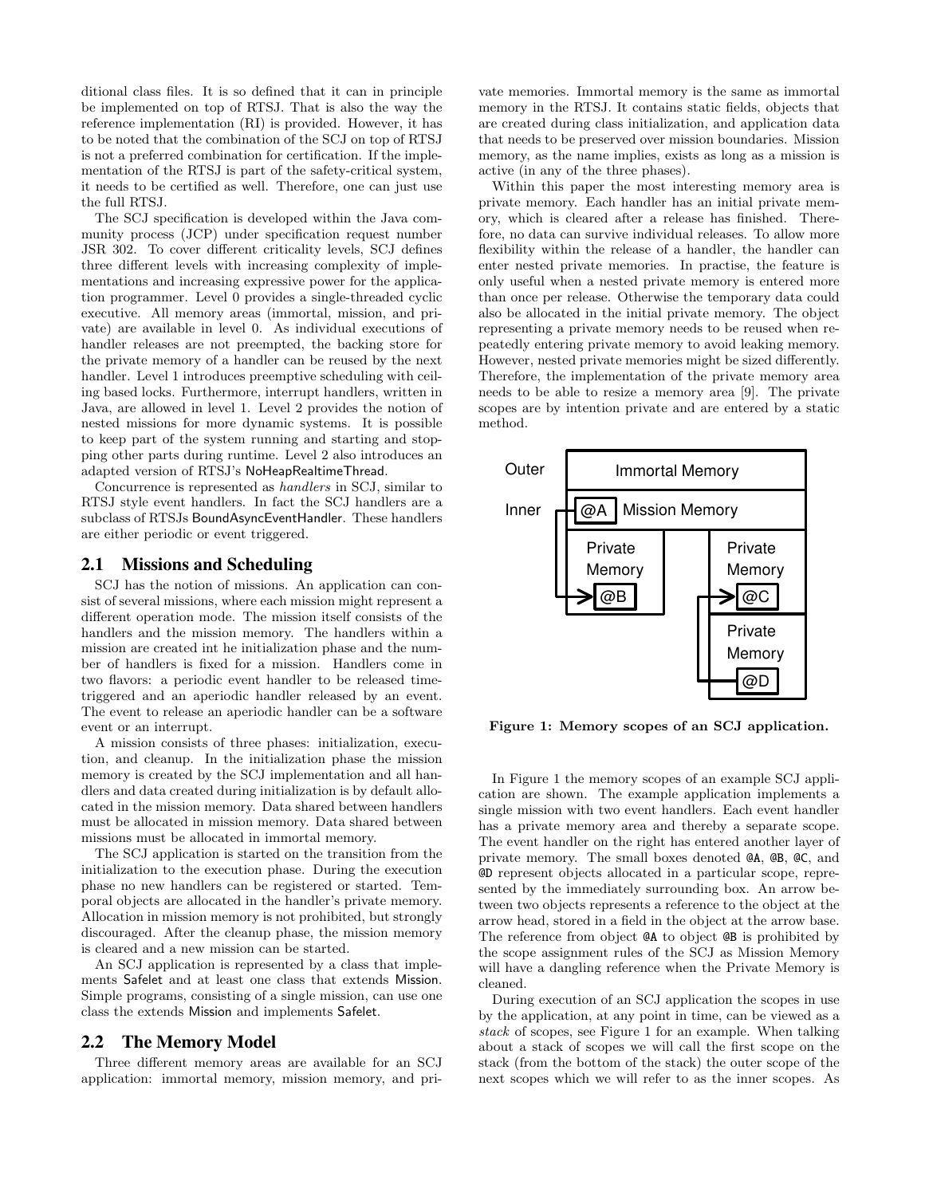ditional class files. It is so defined that it can in principle be implemented on top of RTSJ. That is also the way the reference implementation (RI) is provided. However, it has to be noted that the combination of the SCJ on top of RTSJ is not a preferred combination for certification. If the implementation of the RTSJ is part of the safety-critical system, it needs to be certified as well. Therefore, one can just use the full RTSJ.

The SCJ specification is developed within the Java community process (JCP) under specification request number JSR 302. To cover different criticality levels, SCJ defines three different levels with increasing complexity of implementations and increasing expressive power for the application programmer. Level 0 provides a single-threaded cyclic executive. All memory areas (immortal, mission, and private) are available in level 0. As individual executions of handler releases are not preempted, the backing store for the private memory of a handler can be reused by the next handler. Level 1 introduces preemptive scheduling with ceiling based locks. Furthermore, interrupt handlers, written in Java, are allowed in level 1. Level 2 provides the notion of nested missions for more dynamic systems. It is possible to keep part of the system running and starting and stopping other parts during runtime. Level 2 also introduces an adapted version of RTSJ's NoHeapRealtimeThread.

Concurrence is represented as *handlers* in SCJ, similar to RTSJ style event handlers. In fact the SCJ handlers are a subclass of RTSJs BoundAsyncEventHandler. These handlers are either periodic or event triggered.

## 2.1 Missions and Scheduling

SCJ has the notion of missions. An application can consist of several missions, where each mission might represent a different operation mode. The mission itself consists of the handlers and the mission memory. The handlers within a mission are created int he initialization phase and the number of handlers is fixed for a mission. Handlers come in two flavors: a periodic event handler to be released time-triggered and an aperiodic handler released by an event. The event to release an aperiodic handler can be a software event or an interrupt.

A mission consists of three phases: initialization, execution, and cleanup. In the initialization phase the mission memory is created by the SCJ implementation and all handlers and data created during initialization is by default allocated in the mission memory. Data shared between handlers must be allocated in mission memory. Data shared between missions must be allocated in immortal memory.

The SCJ application is started on the transition from the initialization to the execution phase. During the execution phase no new handlers can be registered or started. Temporal objects are allocated in the handler's private memory. Allocation in mission memory is not prohibited, but strongly discouraged. After the cleanup phase, the mission memory is cleared and a new mission can be started.

An SCJ application is represented by a class that implements Safelet and at least one class that extends Mission. Simple programs, consisting of a single mission, can use one class the extends Mission and implements Safelet.

## 2.2 The Memory Model

Three different memory areas are available for an SCJ application: immortal memory, mission memory, and private memories. Immortal memory is the same as immortal memory in the RTSJ. It contains static fields, objects that are created during class initialization, and application data that needs to be preserved over mission boundaries. Mission memory, as the name implies, exists as long as a mission is active (in any of the three phases).

Within this paper the most interesting memory area is private memory. Each handler has an initial private memory, which is cleared after a release has finished. Therefore, no data can survive individual releases. To allow more flexibility within the release of a handler, the handler can enter nested private memories. In practise, the feature is only useful when a nested private memory is entered more than once per release. Otherwise the temporary data could also be allocated in the initial private memory. The object representing a private memory needs to be reused when repeatedly entering private memory to avoid leaking memory. However, nested private memories might be sized differently. Therefore, the implementation of the private memory area needs to be able to resize a memory area [9]. The private scopes are by intention private and are entered by a static method.

Outer
Inner
Immortal Memory
@A Mission Memory
Private Memory @B
Private Memory @C
Private Memory @D

**Figure 1: Memory scopes of an SCJ application.**

In Figure 1 the memory scopes of an example SCJ application are shown. The example application implements a single mission with two event handlers. Each event handler has a private memory area and thereby a separate scope. The event handler on the right has entered another layer of private memory. The small boxes denoted @A, @B, @C, and @D represent objects allocated in a particular scope, represented by the immediately surrounding box. An arrow between two objects represents a reference to the object at the arrow head, stored in a field in the object at the arrow base. The reference from object @A to object @B is prohibited by the scope assignment rules of the SCJ as Mission Memory will have a dangling reference when the Private Memory is cleaned.

During execution of an SCJ application the scopes in use by the application, at any point in time, can be viewed as a *stack* of scopes, see Figure 1 for an example. When talking about a stack of scopes we will call the first scope on the stack (from the bottom of the stack) the outer scope of the next scopes which we will refer to as the inner scopes. As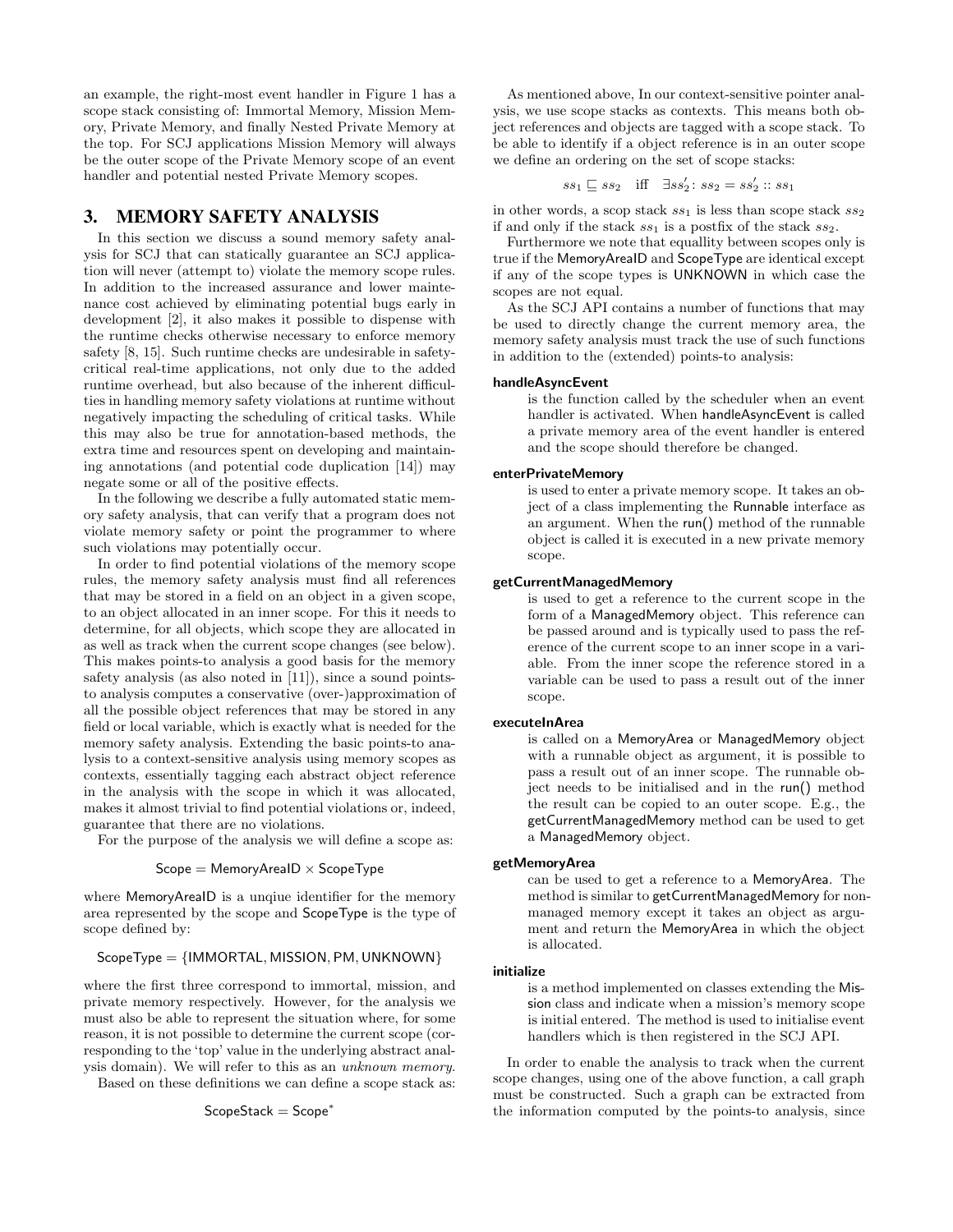an example, the right-most event handler in Figure 1 has a scope stack consisting of: Immortal Memory, Mission Memory, Private Memory, and finally Nested Private Memory at the top. For SCJ applications Mission Memory will always be the outer scope of the Private Memory scope of an event handler and potential nested Private Memory scopes.

## 3. MEMORY SAFETY ANALYSIS

In this section we discuss a sound memory safety analysis for SCJ that can statically guarantee an SCJ application will never (attempt to) violate the memory scope rules. In addition to the increased assurance and lower maintenance cost achieved by eliminating potential bugs early in development [2], it also makes it possible to dispense with the runtime checks otherwise necessary to enforce memory safety [8, 15]. Such runtime checks are undesirable in safety-critical real-time applications, not only due to the added runtime overhead, but also because of the inherent difficulties in handling memory safety violations at runtime without negatively impacting the scheduling of critical tasks. While this may also be true for annotation-based methods, the extra time and resources spent on developing and maintaining annotations (and potential code duplication [14]) may negate some or all of the positive effects.

In the following we describe a fully automated static memory safety analysis, that can verify that a program does not violate memory safety or point the programmer to where such violations may potentially occur.

In order to find potential violations of the memory scope rules, the memory safety analysis must find all references that may be stored in a field on an object in a given scope, to an object allocated in an inner scope. For this it needs to determine, for all objects, which scope they are allocated in as well as track when the current scope changes (see below). This makes points-to analysis a good basis for the memory safety analysis (as also noted in [11]), since a sound points-to analysis computes a conservative (over-)approximation of all the possible object references that may be stored in any field or local variable, which is exactly what is needed for the memory safety analysis. Extending the basic points-to analysis to a context-sensitive analysis using memory scopes as contexts, essentially tagging each abstract object reference in the analysis with the scope in which it was allocated, makes it almost trivial to find potential violations or, indeed, guarantee that there are no violations.

For the purpose of the analysis we will define a scope as:

$$\mathsf{Scope} = \mathsf{MemoryAreaID} \times \mathsf{ScopeType}$$

where MemoryAreaID is a unqiue identifier for the memory area represented by the scope and ScopeType is the type of scope defined by:

$$\mathsf{ScopeType} = \{\mathsf{IMMORTAL}, \mathsf{MISSION}, \mathsf{PM}, \mathsf{UNKNOWN}\}$$

where the first three correspond to immortal, mission, and private memory respectively. However, for the analysis we must also be able to represent the situation where, for some reason, it is not possible to determine the current scope (corresponding to the 'top' value in the underlying abstract analysis domain). We will refer to this as an *unknown memory*.

Based on these definitions we can define a scope stack as:

$$\mathsf{ScopeStack} = \mathsf{Scope}^*$$

As mentioned above, In our context-sensitive pointer analysis, we use scope stacks as contexts. This means both object references and objects are tagged with a scope stack. To be able to identify if a object reference is in an outer scope we define an ordering on the set of scope stacks:

$$ss_1 \sqsubseteq ss_2 \quad \text{iff} \quad \exists ss_2' \colon ss_2 = ss_2' :: ss_1$$

in other words, a scop stack $ss_1$ is less than scope stack $ss_2$ if and only if the stack $ss_1$ is a postfix of the stack $ss_2$.

Furthermore we note that equallity between scopes only is true if the MemoryAreaID and ScopeType are identical except if any of the scope types is UNKNOWN in which case the scopes are not equal.

As the SCJ API contains a number of functions that may be used to directly change the current memory area, the memory safety analysis must track the use of such functions in addition to the (extended) points-to analysis:

**handleAsyncEvent**
: is the function called by the scheduler when an event handler is activated. When handleAsyncEvent is called a private memory area of the event handler is entered and the scope should therefore be changed.

**enterPrivateMemory**
: is used to enter a private memory scope. It takes an object of a class implementing the Runnable interface as an argument. When the run() method of the runnable object is called it is executed in a new private memory scope.

**getCurrentManagedMemory**
: is used to get a reference to the current scope in the form of a ManagedMemory object. This reference can be passed around and is typically used to pass the reference of the current scope to an inner scope in a variable. From the inner scope the reference stored in a variable can be used to pass a result out of the inner scope.

**executeInArea**
: is called on a MemoryArea or ManagedMemory object with a runnable object as argument, it is possible to pass a result out of an inner scope. The runnable object needs to be initialised and in the run() method the result can be copied to an outer scope. E.g., the getCurrentManagedMemory method can be used to get a ManagedMemory object.

**getMemoryArea**
: can be used to get a reference to a MemoryArea. The method is similar to getCurrentManagedMemory for non-managed memory except it takes an object as argument and return the MemoryArea in which the object is allocated.

**initialize**
: is a method implemented on classes extending the Mission class and indicate when a mission's memory scope is initial entered. The method is used to initialise event handlers which is then registered in the SCJ API.

In order to enable the analysis to track when the current scope changes, using one of the above function, a call graph must be constructed. Such a graph can be extracted from the information computed by the points-to analysis, since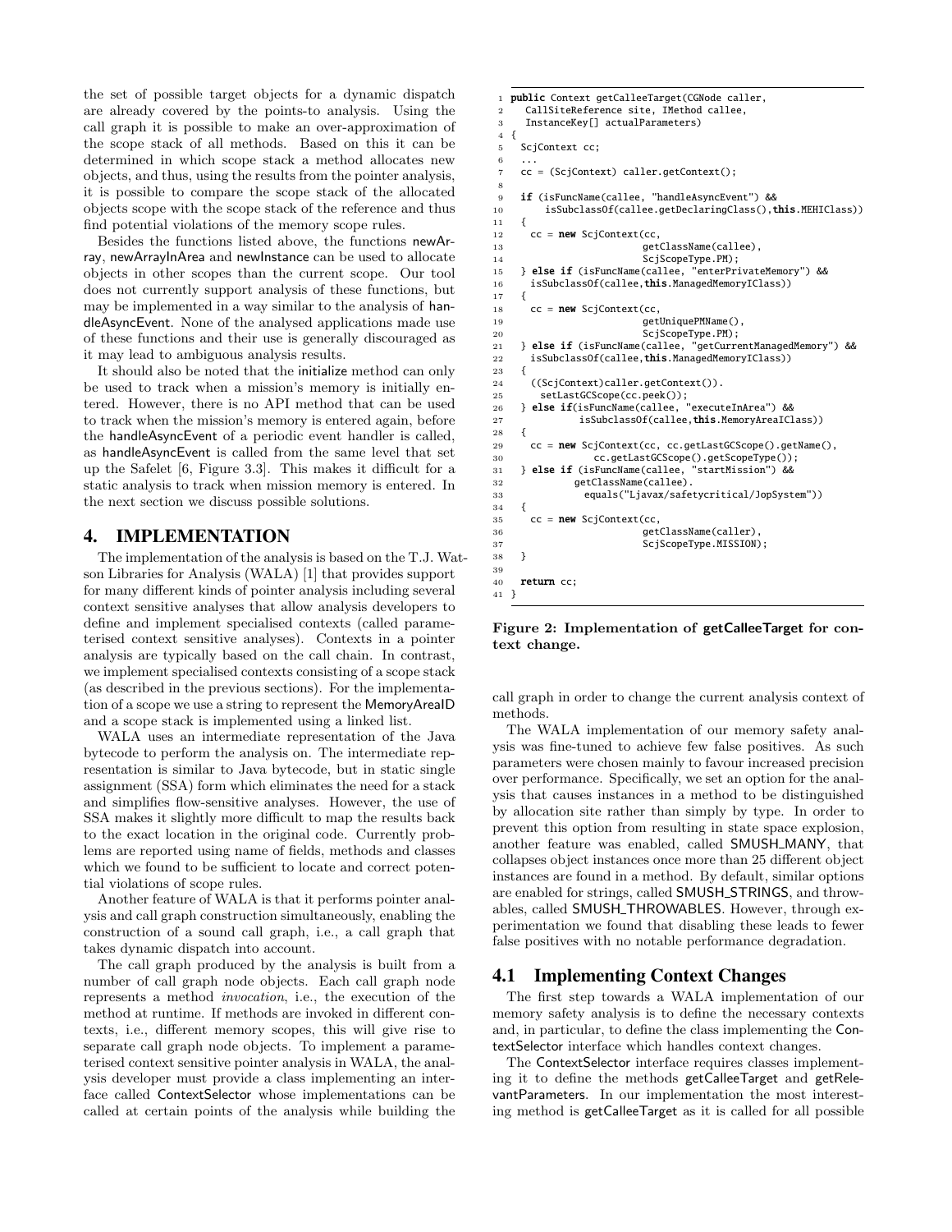the set of possible target objects for a dynamic dispatch are already covered by the points-to analysis. Using the call graph it is possible to make an over-approximation of the scope stack of all methods. Based on this it can be determined in which scope stack a method allocates new objects, and thus, using the results from the pointer analysis, it is possible to compare the scope stack of the allocated objects scope with the scope stack of the reference and thus find potential violations of the memory scope rules.

Besides the functions listed above, the functions newArray, newArrayInArea and newInstance can be used to allocate objects in other scopes than the current scope. Our tool does not currently support analysis of these functions, but may be implemented in a way similar to the analysis of handleAsyncEvent. None of the analysed applications made use of these functions and their use is generally discouraged as it may lead to ambiguous analysis results.

It should also be noted that the initialize method can only be used to track when a mission's memory is initially entered. However, there is no API method that can be used to track when the mission's memory is entered again, before the handleAsyncEvent of a periodic event handler is called, as handleAsyncEvent is called from the same level that set up the Safelet [6, Figure 3.3]. This makes it difficult for a static analysis to track when mission memory is entered. In the next section we discuss possible solutions.

## 4. IMPLEMENTATION

The implementation of the analysis is based on the T.J. Watson Libraries for Analysis (WALA) [1] that provides support for many different kinds of pointer analysis including several context sensitive analyses that allow analysis developers to define and implement specialised contexts (called parameterised context sensitive analyses). Contexts in a pointer analysis are typically based on the call chain. In contrast, we implement specialised contexts consisting of a scope stack (as described in the previous sections). For the implementation of a scope we use a string to represent the MemoryAreaID and a scope stack is implemented using a linked list.

WALA uses an intermediate representation of the Java bytecode to perform the analysis on. The intermediate representation is similar to Java bytecode, but in static single assignment (SSA) form which eliminates the need for a stack and simplifies flow-sensitive analyses. However, the use of SSA makes it slightly more difficult to map the results back to the exact location in the original code. Currently problems are reported using name of fields, methods and classes which we found to be sufficient to locate and correct potential violations of scope rules.

Another feature of WALA is that it performs pointer analysis and call graph construction simultaneously, enabling the construction of a sound call graph, i.e., a call graph that takes dynamic dispatch into account.

The call graph produced by the analysis is built from a number of call graph node objects. Each call graph node represents a method *invocation*, i.e., the execution of the method at runtime. If methods are invoked in different contexts, i.e., different memory scopes, this will give rise to separate call graph node objects. To implement a parameterised context sensitive pointer analysis in WALA, the analysis developer must provide a class implementing an interface called ContextSelector whose implementations can be called at certain points of the analysis while building the call graph in order to change the current analysis context of methods.

```
1  public Context getCalleeTarget(CGNode caller,
2     CallSiteReference site, IMethod callee,
3     InstanceKey[] actualParameters)
4  {
5    ScjContext cc;
6    ...
7    cc = (ScjContext) caller.getContext();
8
9    if (isFuncName(callee, "handleAsyncEvent") &&
10       isSubclassOf(callee.getDeclaringClass(),this.MEHIClass))
11   {
12     cc = new ScjContext(cc,
13                         getClassName(callee),
14                         ScjScopeType.PM);
15   } else if (isFuncName(callee, "enterPrivateMemory") &&
16     isSubclassOf(callee,this.ManagedMemoryIClass))
17   {
18     cc = new ScjContext(cc,
19                         getUniquePMName(),
20                         ScjScopeType.PM);
21   } else if (isFuncName(callee, "getCurrentManagedMemory") &&
22     isSubclassOf(callee,this.ManagedMemoryIClass))
23   {
24     ((ScjContext)caller.getContext()).
25       setLastGCScope(cc.peek());
26   } else if(isFuncName(callee, "executeInArea") &&
27             isSubclassOf(callee,this.MemoryAreaIClass))
28   {
29     cc = new ScjContext(cc, cc.getLastGCScope().getName(),
30               cc.getLastGCScope().getScopeType());
31   } else if (isFuncName(callee, "startMission") &&
32             getClassName(callee).
33               equals("Ljavax/safetycritical/JopSystem"))
34   {
35     cc = new ScjContext(cc,
36                         getClassName(caller),
37                         ScjScopeType.MISSION);
38   }
39
40   return cc;
41 }
```

**Figure 2: Implementation of getCalleeTarget for context change.**

The WALA implementation of our memory safety analysis was fine-tuned to achieve few false positives. As such parameters were chosen mainly to favour increased precision over performance. Specifically, we set an option for the analysis that causes instances in a method to be distinguished by allocation site rather than simply by type. In order to prevent this option from resulting in state space explosion, another feature was enabled, called SMUSH_MANY, that collapses object instances once more than 25 different object instances are found in a method. By default, similar options are enabled for strings, called SMUSH_STRINGS, and throwables, called SMUSH_THROWABLES. However, through experimentation we found that disabling these leads to fewer false positives with no notable performance degradation.

### 4.1 Implementing Context Changes

The first step towards a WALA implementation of our memory safety analysis is to define the necessary contexts and, in particular, to define the class implementing the ContextSelector interface which handles context changes.

The ContextSelector interface requires classes implementing it to define the methods getCalleeTarget and getRelevantParameters. In our implementation the most interesting method is getCalleeTarget as it is called for all possible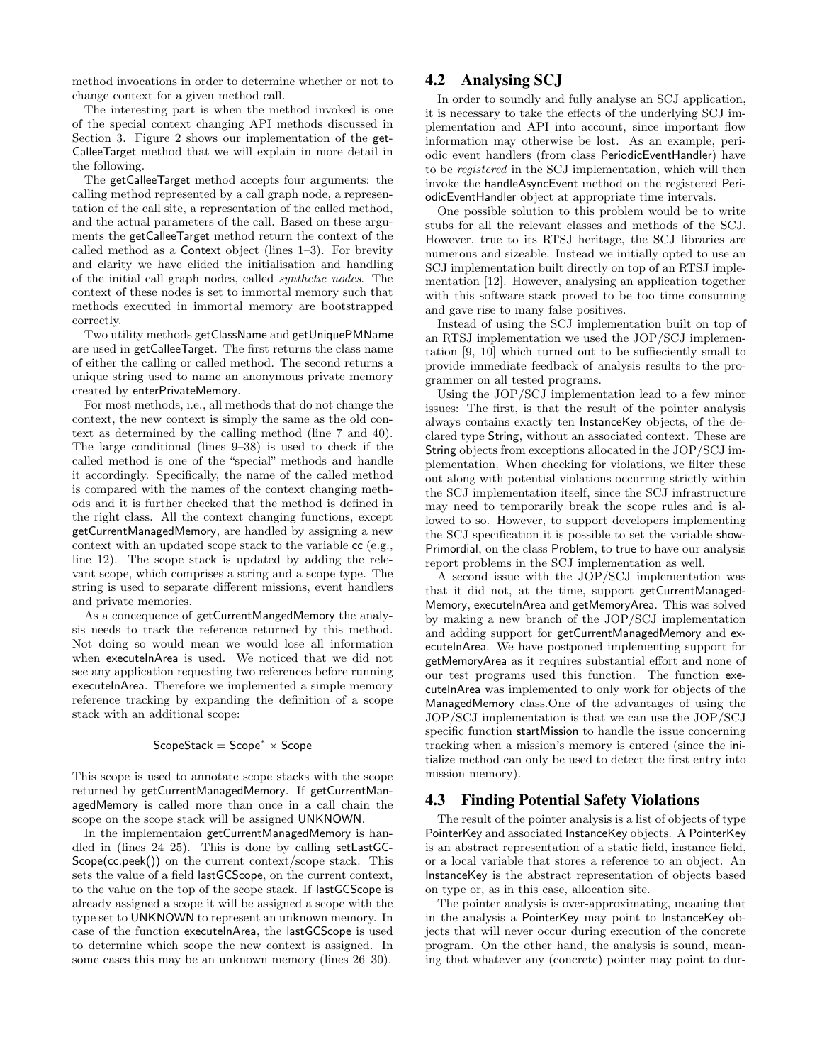method invocations in order to determine whether or not to change context for a given method call.

The interesting part is when the method invoked is one of the special context changing API methods discussed in Section 3. Figure 2 shows our implementation of the getCalleeTarget method that we will explain in more detail in the following.

The getCalleeTarget method accepts four arguments: the calling method represented by a call graph node, a representation of the call site, a representation of the called method, and the actual parameters of the call. Based on these arguments the getCalleeTarget method return the context of the called method as a Context object (lines 1–3). For brevity and clarity we have elided the initialisation and handling of the initial call graph nodes, called *synthetic nodes*. The context of these nodes is set to immortal memory such that methods executed in immortal memory are bootstrapped correctly.

Two utility methods getClassName and getUniquePMName are used in getCalleeTarget. The first returns the class name of either the calling or called method. The second returns a unique string used to name an anonymous private memory created by enterPrivateMemory.

For most methods, i.e., all methods that do not change the context, the new context is simply the same as the old context as determined by the calling method (line 7 and 40). The large conditional (lines 9–38) is used to check if the called method is one of the "special" methods and handle it accordingly. Specifically, the name of the called method is compared with the names of the context changing methods and it is further checked that the method is defined in the right class. All the context changing functions, except getCurrentManagedMemory, are handled by assigning a new context with an updated scope stack to the variable cc (e.g., line 12). The scope stack is updated by adding the relevant scope, which comprises a string and a scope type. The string is used to separate different missions, event handlers and private memories.

As a concequence of getCurrentMangedMemory the analysis needs to track the reference returned by this method. Not doing so would mean we would lose all information when executeInArea is used. We noticed that we did not see any application requesting two references before running executeInArea. Therefore we implemented a simple memory reference tracking by expanding the definition of a scope stack with an additional scope:

$$\mathsf{ScopeStack} = \mathsf{Scope}^* \times \mathsf{Scope}$$

This scope is used to annotate scope stacks with the scope returned by getCurrentManagedMemory. If getCurrentManagedMemory is called more than once in a call chain the scope on the scope stack will be assigned UNKNOWN.

In the implementaion getCurrentManagedMemory is handled in (lines 24–25). This is done by calling setLastGCScope(cc.peek()) on the current context/scope stack. This sets the value of a field lastGCScope, on the current context, to the value on the top of the scope stack. If lastGCScope is already assigned a scope it will be assigned a scope with the type set to UNKNOWN to represent an unknown memory. In case of the function executeInArea, the lastGCScope is used to determine which scope the new context is assigned. In some cases this may be an unknown memory (lines 26–30).

## 4.2 Analysing SCJ

In order to soundly and fully analyse an SCJ application, it is necessary to take the effects of the underlying SCJ implementation and API into account, since important flow information may otherwise be lost. As an example, periodic event handlers (from class PeriodicEventHandler) have to be *registered* in the SCJ implementation, which will then invoke the handleAsyncEvent method on the registered PeriodicEventHandler object at appropriate time intervals.

One possible solution to this problem would be to write stubs for all the relevant classes and methods of the SCJ. However, true to its RTSJ heritage, the SCJ libraries are numerous and sizeable. Instead we initially opted to use an SCJ implementation built directly on top of an RTSJ implementation [12]. However, analysing an application together with this software stack proved to be too time consuming and gave rise to many false positives.

Instead of using the SCJ implementation built on top of an RTSJ implementation we used the JOP/SCJ implementation [9, 10] which turned out to be suffieciently small to provide immediate feedback of analysis results to the programmer on all tested programs.

Using the JOP/SCJ implementation lead to a few minor issues: The first, is that the result of the pointer analysis always contains exactly ten InstanceKey objects, of the declared type String, without an associated context. These are String objects from exceptions allocated in the JOP/SCJ implementation. When checking for violations, we filter these out along with potential violations occurring strictly within the SCJ implementation itself, since the SCJ infrastructure may need to temporarily break the scope rules and is allowed to so. However, to support developers implementing the SCJ specification it is possible to set the variable showPrimordial, on the class Problem, to true to have our analysis report problems in the SCJ implementation as well.

A second issue with the JOP/SCJ implementation was that it did not, at the time, support getCurrentManagedMemory, executeInArea and getMemoryArea. This was solved by making a new branch of the JOP/SCJ implementation and adding support for getCurrentManagedMemory and executeInArea. We have postponed implementing support for getMemoryArea as it requires substantial effort and none of our test programs used this function. The function executeInArea was implemented to only work for objects of the ManagedMemory class.One of the advantages of using the JOP/SCJ implementation is that we can use the JOP/SCJ specific function startMission to handle the issue concerning tracking when a mission's memory is entered (since the initialize method can only be used to detect the first entry into mission memory).

## 4.3 Finding Potential Safety Violations

The result of the pointer analysis is a list of objects of type PointerKey and associated InstanceKey objects. A PointerKey is an abstract representation of a static field, instance field, or a local variable that stores a reference to an object. An InstanceKey is the abstract representation of objects based on type or, as in this case, allocation site.

The pointer analysis is over-approximating, meaning that in the analysis a PointerKey may point to InstanceKey objects that will never occur during execution of the concrete program. On the other hand, the analysis is sound, meaning that whatever any (concrete) pointer may point to dur-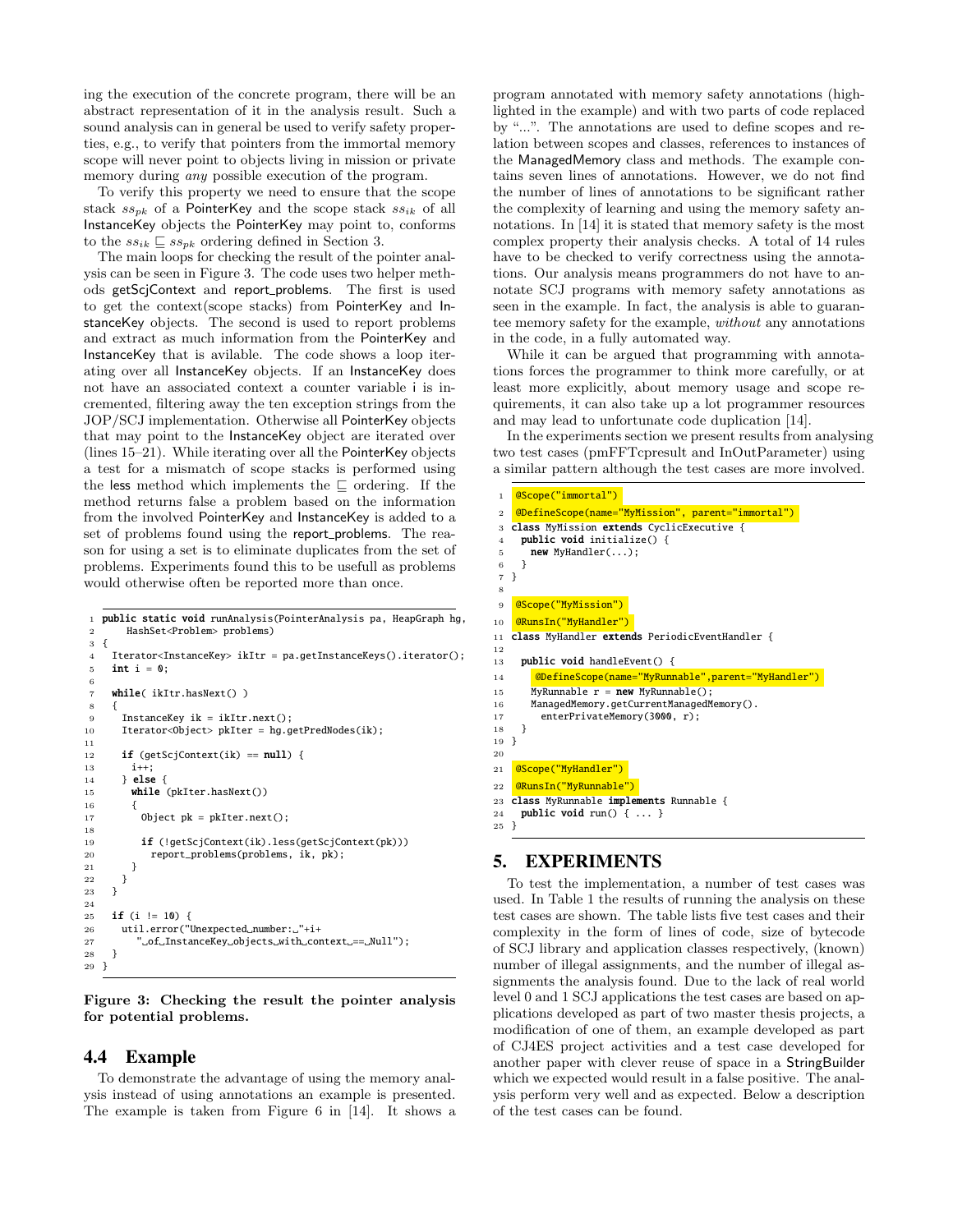ing the execution of the concrete program, there will be an abstract representation of it in the analysis result. Such a sound analysis can in general be used to verify safety properties, e.g., to verify that pointers from the immortal memory scope will never point to objects living in mission or private memory during *any* possible execution of the program.

To verify this property we need to ensure that the scope stack $ss_{pk}$ of a PointerKey and the scope stack $ss_{ik}$ of all InstanceKey objects the PointerKey may point to, conforms to the $ss_{ik} \sqsubseteq ss_{pk}$ ordering defined in Section 3.

The main loops for checking the result of the pointer analysis can be seen in Figure 3. The code uses two helper methods getScjContext and report_problems. The first is used to get the context(scope stacks) from PointerKey and InstanceKey objects. The second is used to report problems and extract as much information from the PointerKey and InstanceKey that is avilable. The code shows a loop iterating over all InstanceKey objects. If an InstanceKey does not have an associated context a counter variable i is incremented, filtering away the ten exception strings from the JOP/SCJ implementation. Otherwise all PointerKey objects that may point to the InstanceKey object are iterated over (lines 15–21). While iterating over all the PointerKey objects a test for a mismatch of scope stacks is performed using the less method which implements the $\sqsubseteq$ ordering. If the method returns false a problem based on the information from the involved PointerKey and InstanceKey is added to a set of problems found using the report_problems. The reason for using a set is to eliminate duplicates from the set of problems. Experiments found this to be usefull as problems would otherwise often be reported more than once.

```
1  public static void runAnalysis(PointerAnalysis pa, HeapGraph hg,
2      HashSet<Problem> problems)
3  {
4    Iterator<InstanceKey> ikItr = pa.getInstanceKeys().iterator();
5    int i = 0;
6
7    while( ikItr.hasNext() )
8    {
9      InstanceKey ik = ikItr.next();
10     Iterator<Object> pkIter = hg.getPredNodes(ik);
11
12     if (getScjContext(ik) == null) {
13       i++;
14     } else {
15       while (pkIter.hasNext())
16       {
17         Object pk = pkIter.next();
18
19         if (!getScjContext(ik).less(getScjContext(pk)))
20           report_problems(problems, ik, pk);
21       }
22     }
23   }
24
25   if (i != 10) {
26     util.error("Unexpected number: "+i+
27       " of InstanceKey objects with context == Null");
28   }
29 }
```

**Figure 3: Checking the result the pointer analysis for potential problems.**

## 4.4 Example

To demonstrate the advantage of using the memory analysis instead of using annotations an example is presented. The example is taken from Figure 6 in [14]. It shows a program annotated with memory safety annotations (highlighted in the example) and with two parts of code replaced by "...". The annotations are used to define scopes and relation between scopes and classes, references to instances of the ManagedMemory class and methods. The example contains seven lines of annotations. However, we do not find the number of lines of annotations to be significant rather the complexity of learning and using the memory safety annotations. In [14] it is stated that memory safety is the most complex property their analysis checks. A total of 14 rules have to be checked to verify correctness using the annotations. Our analysis means programmers do not have to annotate SCJ programs with memory safety annotations as seen in the example. In fact, the analysis is able to guarantee memory safety for the example, *without* any annotations in the code, in a fully automated way.

While it can be argued that programming with annotations forces the programmer to think more carefully, or at least more explicitly, about memory usage and scope requirements, it can also take up a lot programmer resources and may lead to unfortunate code duplication [14].

In the experiments section we present results from analysing two test cases (pmFFTcpresult and InOutParameter) using a similar pattern although the test cases are more involved.

```
1  @Scope("immortal")
2  @DefineScope(name="MyMission", parent="immortal")
3  class MyMission extends CyclicExecutive {
4    public void initialize() {
5      new MyHandler(...);
6    }
7  }
8
9  @Scope("MyMission")
10 @RunsIn("MyHandler")
11 class MyHandler extends PeriodicEventHandler {
12
13   public void handleEvent() {
14     @DefineScope(name="MyRunnable",parent="MyHandler")
15     MyRunnable r = new MyRunnable();
16     ManagedMemory.getCurrentManagedMemory().
17       enterPrivateMemory(3000, r);
18   }
19 }
20
21 @Scope("MyHandler")
22 @RunsIn("MyRunnable")
23 class MyRunnable implements Runnable {
24   public void run() { ... }
25 }
```

# 5. EXPERIMENTS

To test the implementation, a number of test cases was used. In Table 1 the results of running the analysis on these test cases are shown. The table lists five test cases and their complexity in the form of lines of code, size of bytecode of SCJ library and application classes respectively, (known) number of illegal assignments, and the number of illegal assignments the analysis found. Due to the lack of real world level 0 and 1 SCJ applications the test cases are based on applications developed as part of two master thesis projects, a modification of one of them, an example developed as part of CJ4ES project activities and a test case developed for another paper with clever reuse of space in a StringBuilder which we expected would result in a false positive. The analysis perform very well and as expected. Below a description of the test cases can be found.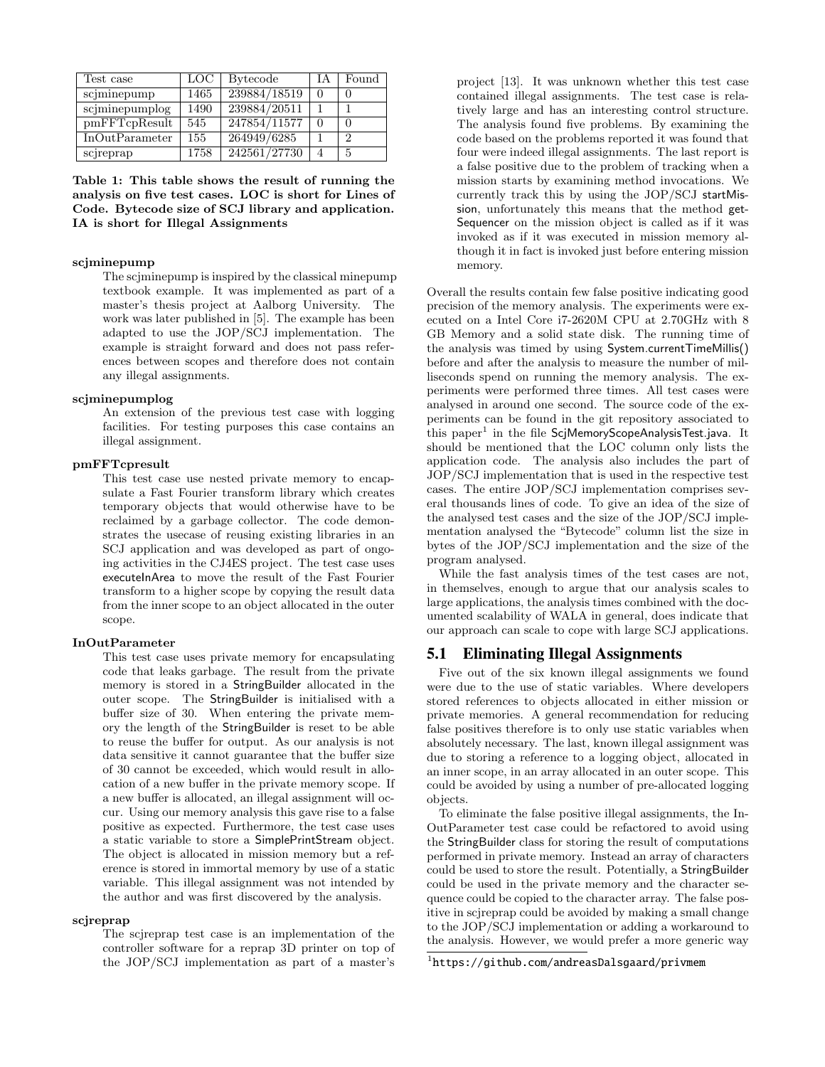| Test case | LOC | Bytecode | IA | Found |
| --- | --- | --- | --- | --- |
| scjminepump | 1465 | 239884/18519 | 0 | 0 |
| scjminepumplog | 1490 | 239884/20511 | 1 | 1 |
| pmFFTcpResult | 545 | 247854/11577 | 0 | 0 |
| InOutParameter | 155 | 264949/6285 | 1 | 2 |
| scjreprap | 1758 | 242561/27730 | 4 | 5 |

**Table 1: This table shows the result of running the analysis on five test cases. LOC is short for Lines of Code. Bytecode size of SCJ library and application. IA is short for Illegal Assignments**

**scjminepump**

The scjminepump is inspired by the classical minepump textbook example. It was implemented as part of a master's thesis project at Aalborg University. The work was later published in [5]. The example has been adapted to use the JOP/SCJ implementation. The example is straight forward and does not pass references between scopes and therefore does not contain any illegal assignments.

**scjminepumplog**

An extension of the previous test case with logging facilities. For testing purposes this case contains an illegal assignment.

**pmFFTcpresult**

This test case use nested private memory to encapsulate a Fast Fourier transform library which creates temporary objects that would otherwise have to be reclaimed by a garbage collector. The code demonstrates the usecase of reusing existing libraries in an SCJ application and was developed as part of ongoing activities in the CJ4ES project. The test case uses executeInArea to move the result of the Fast Fourier transform to a higher scope by copying the result data from the inner scope to an object allocated in the outer scope.

**InOutParameter**

This test case uses private memory for encapsulating code that leaks garbage. The result from the private memory is stored in a StringBuilder allocated in the outer scope. The StringBuilder is initialised with a buffer size of 30. When entering the private memory the length of the StringBuilder is reset to be able to reuse the buffer for output. As our analysis is not data sensitive it cannot guarantee that the buffer size of 30 cannot be exceeded, which would result in allocation of a new buffer in the private memory scope. If a new buffer is allocated, an illegal assignment will occur. Using our memory analysis this gave rise to a false positive as expected. Furthermore, the test case uses a static variable to store a SimplePrintStream object. The object is allocated in mission memory but a reference is stored in immortal memory by use of a static variable. This illegal assignment was not intended by the author and was first discovered by the analysis.

**scjreprap**

The scjreprap test case is an implementation of the controller software for a reprap 3D printer on top of the JOP/SCJ implementation as part of a master's project [13]. It was unknown whether this test case contained illegal assignments. The test case is relatively large and has an interesting control structure. The analysis found five problems. By examining the code based on the problems reported it was found that four were indeed illegal assignments. The last report is a false positive due to the problem of tracking when a mission starts by examining method invocations. We currently track this by using the JOP/SCJ startMission, unfortunately this means that the method getSequencer on the mission object is called as if it was invoked as if it was executed in mission memory although it in fact is invoked just before entering mission memory.

Overall the results contain few false positive indicating good precision of the memory analysis. The experiments were executed on a Intel Core i7-2620M CPU at 2.70GHz with 8 GB Memory and a solid state disk. The running time of the analysis was timed by using System.currentTimeMillis() before and after the analysis to measure the number of milliseconds spend on running the memory analysis. The experiments were performed three times. All test cases were analysed in around one second. The source code of the experiments can be found in the git repository associated to this paper[1] in the file ScjMemoryScopeAnalysisTest.java. It should be mentioned that the LOC column only lists the application code. The analysis also includes the part of JOP/SCJ implementation that is used in the respective test cases. The entire JOP/SCJ implementation comprises several thousands lines of code. To give an idea of the size of the analysed test cases and the size of the JOP/SCJ implementation analysed the "Bytecode" column list the size in bytes of the JOP/SCJ implementation and the size of the program analysed.

While the fast analysis times of the test cases are not, in themselves, enough to argue that our analysis scales to large applications, the analysis times combined with the documented scalability of WALA in general, does indicate that our approach can scale to cope with large SCJ applications.

## 5.1 Eliminating Illegal Assignments

Five out of the six known illegal assignments we found were due to the use of static variables. Where developers stored references to objects allocated in either mission or private memories. A general recommendation for reducing false positives therefore is to only use static variables when absolutely necessary. The last, known illegal assignment was due to storing a reference to a logging object, allocated in an inner scope, in an array allocated in an outer scope. This could be avoided by using a number of pre-allocated logging objects.

To eliminate the false positive illegal assignments, the InOutParameter test case could be refactored to avoid using the StringBuilder class for storing the result of computations performed in private memory. Instead an array of characters could be used to store the result. Potentially, a StringBuilder could be used in the private memory and the character sequence could be copied to the character array. The false positive in scjreprap could be avoided by making a small change to the JOP/SCJ implementation or adding a workaround to the analysis. However, we would prefer a more generic way

[1] https://github.com/andreasDalsgaard/privmem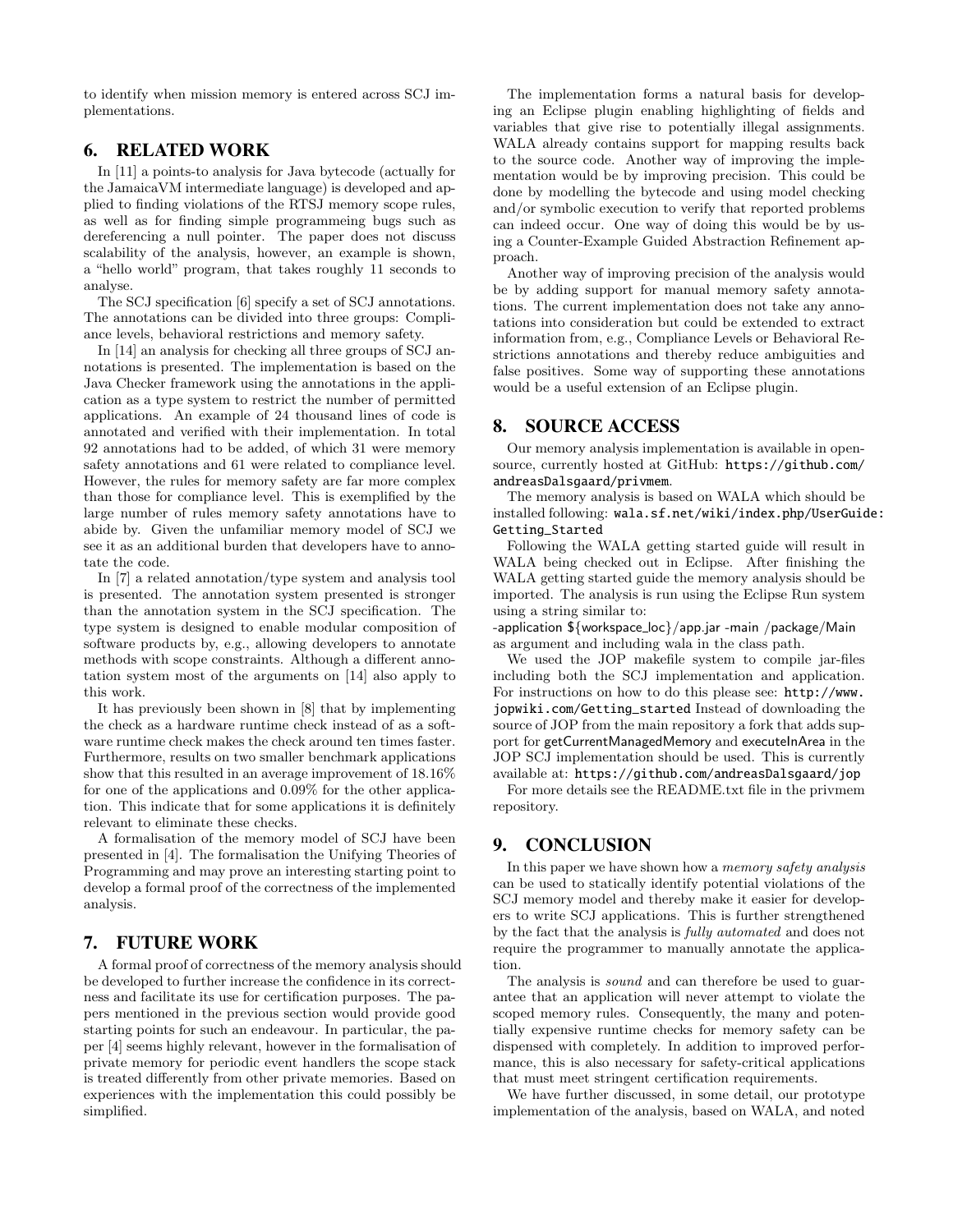to identify when mission memory is entered across SCJ implementations.

## 6. RELATED WORK

In [11] a points-to analysis for Java bytecode (actually for the JamaicaVM intermediate language) is developed and applied to finding violations of the RTSJ memory scope rules, as well as for finding simple programmeing bugs such as dereferencing a null pointer. The paper does not discuss scalability of the analysis, however, an example is shown, a "hello world" program, that takes roughly 11 seconds to analyse.

The SCJ specification [6] specify a set of SCJ annotations. The annotations can be divided into three groups: Compliance levels, behavioral restrictions and memory safety.

In [14] an analysis for checking all three groups of SCJ annotations is presented. The implementation is based on the Java Checker framework using the annotations in the application as a type system to restrict the number of permitted applications. An example of 24 thousand lines of code is annotated and verified with their implementation. In total 92 annotations had to be added, of which 31 were memory safety annotations and 61 were related to compliance level. However, the rules for memory safety are far more complex than those for compliance level. This is exemplified by the large number of rules memory safety annotations have to abide by. Given the unfamiliar memory model of SCJ we see it as an additional burden that developers have to annotate the code.

In [7] a related annotation/type system and analysis tool is presented. The annotation system presented is stronger than the annotation system in the SCJ specification. The type system is designed to enable modular composition of software products by, e.g., allowing developers to annotate methods with scope constraints. Although a different annotation system most of the arguments on [14] also apply to this work.

It has previously been shown in [8] that by implementing the check as a hardware runtime check instead of as a software runtime check makes the check around ten times faster. Furthermore, results on two smaller benchmark applications show that this resulted in an average improvement of 18.16% for one of the applications and 0.09% for the other application. This indicate that for some applications it is definitely relevant to eliminate these checks.

A formalisation of the memory model of SCJ have been presented in [4]. The formalisation the Unifying Theories of Programming and may prove an interesting starting point to develop a formal proof of the correctness of the implemented analysis.

## 7. FUTURE WORK

A formal proof of correctness of the memory analysis should be developed to further increase the confidence in its correctness and facilitate its use for certification purposes. The papers mentioned in the previous section would provide good starting points for such an endeavour. In particular, the paper [4] seems highly relevant, however in the formalisation of private memory for periodic event handlers the scope stack is treated differently from other private memories. Based on experiences with the implementation this could possibly be simplified.

The implementation forms a natural basis for developing an Eclipse plugin enabling highlighting of fields and variables that give rise to potentially illegal assignments. WALA already contains support for mapping results back to the source code. Another way of improving the implementation would be by improving precision. This could be done by modelling the bytecode and using model checking and/or symbolic execution to verify that reported problems can indeed occur. One way of doing this would be by using a Counter-Example Guided Abstraction Refinement approach.

Another way of improving precision of the analysis would be by adding support for manual memory safety annotations. The current implementation does not take any annotations into consideration but could be extended to extract information from, e.g., Compliance Levels or Behavioral Restrictions annotations and thereby reduce ambiguities and false positives. Some way of supporting these annotations would be a useful extension of an Eclipse plugin.

## 8. SOURCE ACCESS

Our memory analysis implementation is available in opensource, currently hosted at GitHub: `https://github.com/andreasDalsgaard/privmem`.

The memory analysis is based on WALA which should be installed following: `wala.sf.net/wiki/index.php/UserGuide:Getting_Started`

Following the WALA getting started guide will result in WALA being checked out in Eclipse. After finishing the WALA getting started guide the memory analysis should be imported. The analysis is run using the Eclipse Run system using a string similar to:

-application ${workspace_loc}/app.jar -main /package/Main as argument and including wala in the class path.

We used the JOP makefile system to compile jar-files including both the SCJ implementation and application. For instructions on how to do this please see: `http://www.jopwiki.com/Getting_started` Instead of downloading the source of JOP from the main repository a fork that adds support for getCurrentManagedMemory and executeInArea in the JOP SCJ implementation should be used. This is currently available at: `https://github.com/andreasDalsgaard/jop`

For more details see the README.txt file in the privmem repository.

## 9. CONCLUSION

In this paper we have shown how a *memory safety analysis* can be used to statically identify potential violations of the SCJ memory model and thereby make it easier for developers to write SCJ applications. This is further strengthened by the fact that the analysis is *fully automated* and does not require the programmer to manually annotate the application.

The analysis is *sound* and can therefore be used to guarantee that an application will never attempt to violate the scoped memory rules. Consequently, the many and potentially expensive runtime checks for memory safety can be dispensed with completely. In addition to improved performance, this is also necessary for safety-critical applications that must meet stringent certification requirements.

We have further discussed, in some detail, our prototype implementation of the analysis, based on WALA, and noted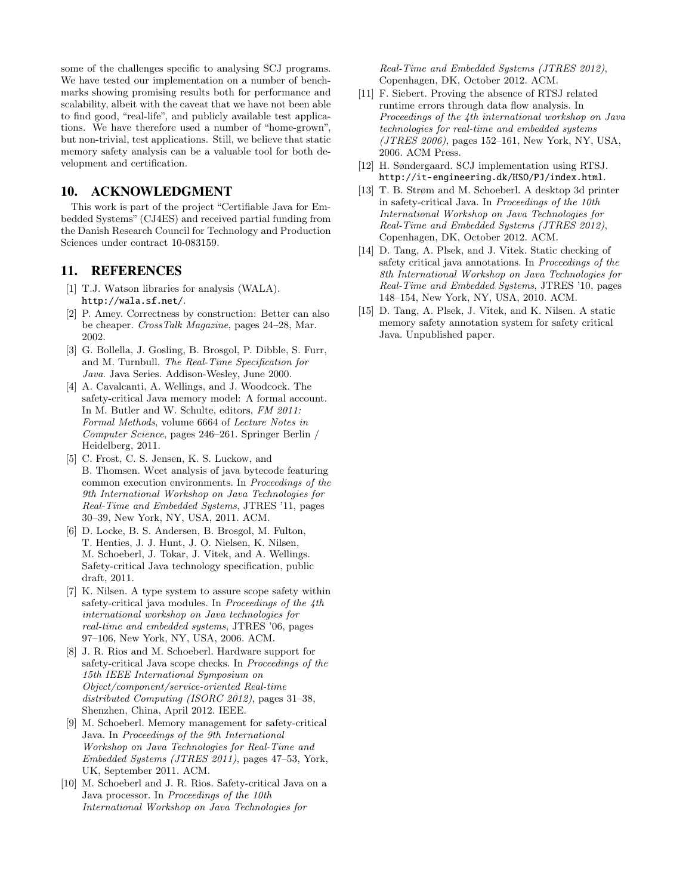some of the challenges specific to analysing SCJ programs. We have tested our implementation on a number of benchmarks showing promising results both for performance and scalability, albeit with the caveat that we have not been able to find good, "real-life", and publicly available test applications. We have therefore used a number of "home-grown", but non-trivial, test applications. Still, we believe that static memory safety analysis can be a valuable tool for both development and certification.

## 10. ACKNOWLEDGMENT

This work is part of the project "Certifiable Java for Embedded Systems" (CJ4ES) and received partial funding from the Danish Research Council for Technology and Production Sciences under contract 10-083159.

## 11. REFERENCES

[1] T.J. Watson libraries for analysis (WALA). http://wala.sf.net/.

[2] P. Amey. Correctness by construction: Better can also be cheaper. *CrossTalk Magazine*, pages 24–28, Mar. 2002.

[3] G. Bollella, J. Gosling, B. Brosgol, P. Dibble, S. Furr, and M. Turnbull. *The Real-Time Specification for Java*. Java Series. Addison-Wesley, June 2000.

[4] A. Cavalcanti, A. Wellings, and J. Woodcock. The safety-critical Java memory model: A formal account. In M. Butler and W. Schulte, editors, *FM 2011: Formal Methods*, volume 6664 of *Lecture Notes in Computer Science*, pages 246–261. Springer Berlin / Heidelberg, 2011.

[5] C. Frost, C. S. Jensen, K. S. Luckow, and B. Thomsen. Wcet analysis of java bytecode featuring common execution environments. In *Proceedings of the 9th International Workshop on Java Technologies for Real-Time and Embedded Systems*, JTRES '11, pages 30–39, New York, NY, USA, 2011. ACM.

[6] D. Locke, B. S. Andersen, B. Brosgol, M. Fulton, T. Henties, J. J. Hunt, J. O. Nielsen, K. Nilsen, M. Schoeberl, J. Tokar, J. Vitek, and A. Wellings. Safety-critical Java technology specification, public draft, 2011.

[7] K. Nilsen. A type system to assure scope safety within safety-critical java modules. In *Proceedings of the 4th international workshop on Java technologies for real-time and embedded systems*, JTRES '06, pages 97–106, New York, NY, USA, 2006. ACM.

[8] J. R. Rios and M. Schoeberl. Hardware support for safety-critical Java scope checks. In *Proceedings of the 15th IEEE International Symposium on Object/component/service-oriented Real-time distributed Computing (ISORC 2012)*, pages 31–38, Shenzhen, China, April 2012. IEEE.

[9] M. Schoeberl. Memory management for safety-critical Java. In *Proceedings of the 9th International Workshop on Java Technologies for Real-Time and Embedded Systems (JTRES 2011)*, pages 47–53, York, UK, September 2011. ACM.

[10] M. Schoeberl and J. R. Rios. Safety-critical Java on a Java processor. In *Proceedings of the 10th International Workshop on Java Technologies for Real-Time and Embedded Systems (JTRES 2012)*, Copenhagen, DK, October 2012. ACM.

[11] F. Siebert. Proving the absence of RTSJ related runtime errors through data flow analysis. In *Proceedings of the 4th international workshop on Java technologies for real-time and embedded systems (JTRES 2006)*, pages 152–161, New York, NY, USA, 2006. ACM Press.

[12] H. Søndergaard. SCJ implementation using RTSJ. http://it-engineering.dk/HSO/PJ/index.html.

[13] T. B. Strøm and M. Schoeberl. A desktop 3d printer in safety-critical Java. In *Proceedings of the 10th International Workshop on Java Technologies for Real-Time and Embedded Systems (JTRES 2012)*, Copenhagen, DK, October 2012. ACM.

[14] D. Tang, A. Plsek, and J. Vitek. Static checking of safety critical java annotations. In *Proceedings of the 8th International Workshop on Java Technologies for Real-Time and Embedded Systems*, JTRES '10, pages 148–154, New York, NY, USA, 2010. ACM.

[15] D. Tang, A. Plsek, J. Vitek, and K. Nilsen. A static memory safety annotation system for safety critical Java. Unpublished paper.